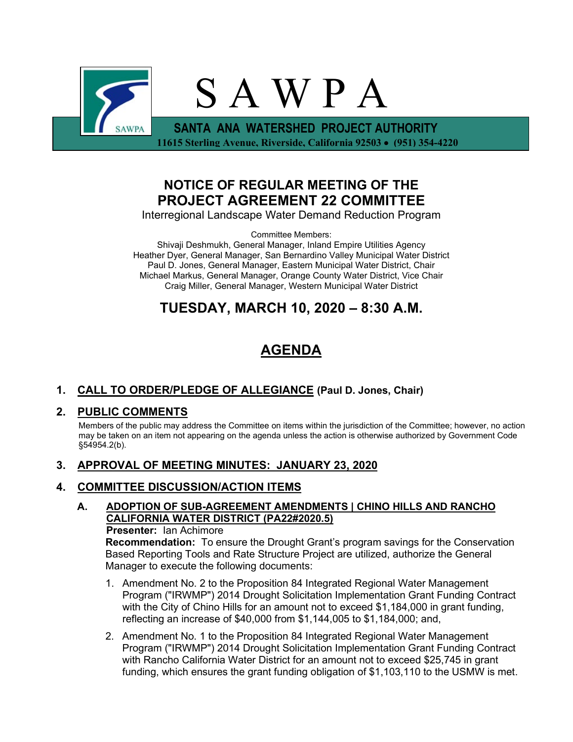# S A W P A

**SANTA ANA WATERSHED PROJECT AUTHORITY**
**11615 Sterling Avenue, Riverside, California 92503 • (951) 354-4220**

## NOTICE OF REGULAR MEETING OF THE PROJECT AGREEMENT 22 COMMITTEE

Interregional Landscape Water Demand Reduction Program

Committee Members:
Shivaji Deshmukh, General Manager, Inland Empire Utilities Agency
Heather Dyer, General Manager, San Bernardino Valley Municipal Water District
Paul D. Jones, General Manager, Eastern Municipal Water District, Chair
Michael Markus, General Manager, Orange County Water District, Vice Chair
Craig Miller, General Manager, Western Municipal Water District

## TUESDAY, MARCH 10, 2020 – 8:30 A.M.

## AGENDA

### 1. CALL TO ORDER/PLEDGE OF ALLEGIANCE (Paul D. Jones, Chair)

### 2. PUBLIC COMMENTS

Members of the public may address the Committee on items within the jurisdiction of the Committee; however, no action may be taken on an item not appearing on the agenda unless the action is otherwise authorized by Government Code §54954.2(b).

### 3. APPROVAL OF MEETING MINUTES: JANUARY 23, 2020

### 4. COMMITTEE DISCUSSION/ACTION ITEMS

**A. ADOPTION OF SUB-AGREEMENT AMENDMENTS | CHINO HILLS AND RANCHO CALIFORNIA WATER DISTRICT (PA22#2020.5)**

**Presenter:** Ian Achimore

**Recommendation:** To ensure the Drought Grant's program savings for the Conservation Based Reporting Tools and Rate Structure Project are utilized, authorize the General Manager to execute the following documents:

1. Amendment No. 2 to the Proposition 84 Integrated Regional Water Management Program ("IRWMP") 2014 Drought Solicitation Implementation Grant Funding Contract with the City of Chino Hills for an amount not to exceed $1,184,000 in grant funding, reflecting an increase of $40,000 from $1,144,005 to $1,184,000; and,
2. Amendment No. 1 to the Proposition 84 Integrated Regional Water Management Program ("IRWMP") 2014 Drought Solicitation Implementation Grant Funding Contract with Rancho California Water District for an amount not to exceed $25,745 in grant funding, which ensures the grant funding obligation of $1,103,110 to the USMW is met.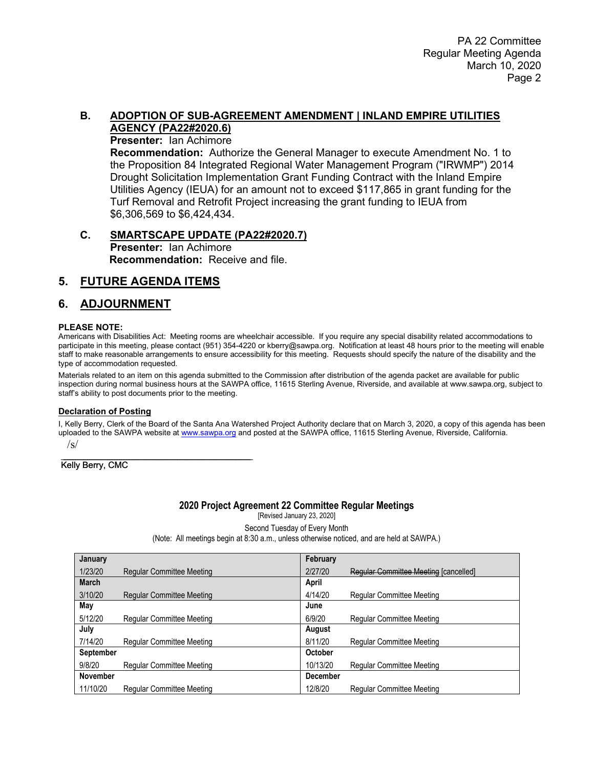**B. ADOPTION OF SUB-AGREEMENT AMENDMENT | INLAND EMPIRE UTILITIES AGENCY (PA22#2020.6)**

**Presenter:** Ian Achimore

**Recommendation:** Authorize the General Manager to execute Amendment No. 1 to the Proposition 84 Integrated Regional Water Management Program ("IRWMP") 2014 Drought Solicitation Implementation Grant Funding Contract with the Inland Empire Utilities Agency (IEUA) for an amount not to exceed $117,865 in grant funding for the Turf Removal and Retrofit Project increasing the grant funding to IEUA from $6,306,569 to $6,424,434.

**C. SMARTSCAPE UPDATE (PA22#2020.7)**

**Presenter:** Ian Achimore

**Recommendation:** Receive and file.

## 5. FUTURE AGENDA ITEMS

## 6. ADJOURNMENT

**PLEASE NOTE:**

Americans with Disabilities Act: Meeting rooms are wheelchair accessible. If you require any special disability related accommodations to participate in this meeting, please contact (951) 354-4220 or kberry@sawpa.org. Notification at least 48 hours prior to the meeting will enable staff to make reasonable arrangements to ensure accessibility for this meeting. Requests should specify the nature of the disability and the type of accommodation requested.

Materials related to an item on this agenda submitted to the Commission after distribution of the agenda packet are available for public inspection during normal business hours at the SAWPA office, 11615 Sterling Avenue, Riverside, and available at www.sawpa.org, subject to staff's ability to post documents prior to the meeting.

**Declaration of Posting**

I, Kelly Berry, Clerk of the Board of the Santa Ana Watershed Project Authority declare that on March 3, 2020, a copy of this agenda has been uploaded to the SAWPA website at www.sawpa.org and posted at the SAWPA office, 11615 Sterling Avenue, Riverside, California.

/s/

\_\_\_\_\_\_\_\_\_\_\_\_\_\_\_\_\_\_\_\_\_\_\_\_\_\_\_\_\_\_\_\_\_\_\_\_\_\_

Kelly Berry, CMC

**2020 Project Agreement 22 Committee Regular Meetings**

[Revised January 23, 2020]

Second Tuesday of Every Month

(Note: All meetings begin at 8:30 a.m., unless otherwise noticed, and are held at SAWPA.)

| | | | |
|---|---|---|---|
| **January** | | **February** | |
| 1/23/20 | Regular Committee Meeting | 2/27/20 | ~~Regular Committee Meeting~~ [cancelled] |
| **March** | | **April** | |
| 3/10/20 | Regular Committee Meeting | 4/14/20 | Regular Committee Meeting |
| **May** | | **June** | |
| 5/12/20 | Regular Committee Meeting | 6/9/20 | Regular Committee Meeting |
| **July** | | **August** | |
| 7/14/20 | Regular Committee Meeting | 8/11/20 | Regular Committee Meeting |
| **September** | | **October** | |
| 9/8/20 | Regular Committee Meeting | 10/13/20 | Regular Committee Meeting |
| **November** | | **December** | |
| 11/10/20 | Regular Committee Meeting | 12/8/20 | Regular Committee Meeting |